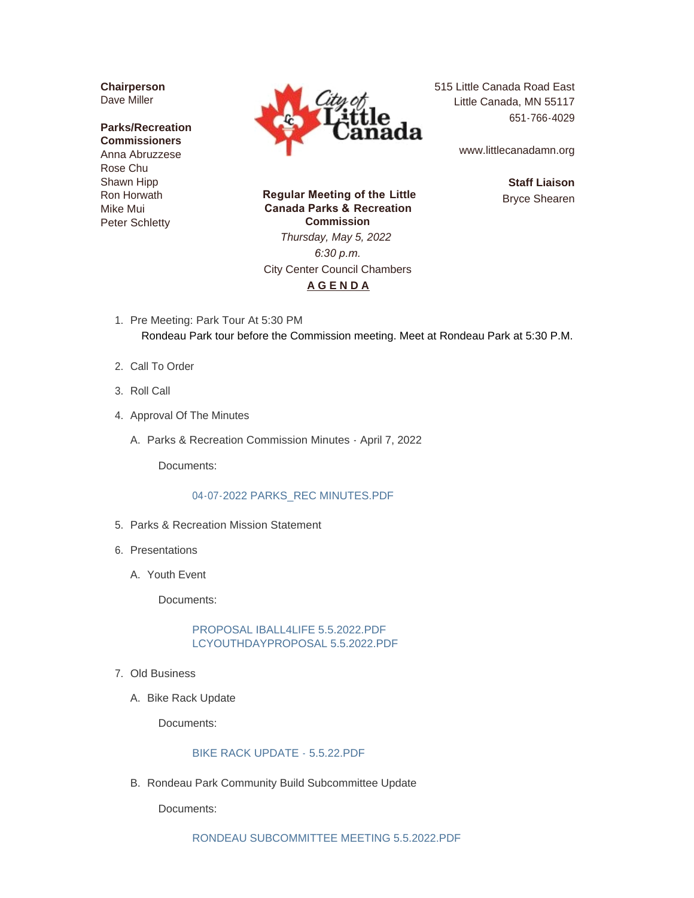**Chairperson**
Dave Miller

**Parks/Recreation Commissioners**
Anna Abruzzese
Rose Chu
Shawn Hipp
Ron Horwath
Mike Mui
Peter Schletty

515 Little Canada Road East
Little Canada, MN 55117
651-766-4029

www.littlecanadamn.org

**Staff Liaison**
Bryce Shearen

**Regular Meeting of the Little Canada Parks & Recreation Commission**

*Thursday, May 5, 2022*

*6:30 p.m.*

City Center Council Chambers

**AGENDA**

1. Pre Meeting: Park Tour At 5:30 PM
   Rondeau Park tour before the Commission meeting. Meet at Rondeau Park at 5:30 P.M.

2. Call To Order

3. Roll Call

4. Approval Of The Minutes
   A. Parks & Recreation Commission Minutes - April 7, 2022

      Documents:

      04-07-2022 PARKS_REC MINUTES.PDF

5. Parks & Recreation Mission Statement

6. Presentations
   A. Youth Event

      Documents:

      PROPOSAL IBALL4LIFE 5.5.2022.PDF
      LCYOUTHDAYPROPOSAL 5.5.2022.PDF

7. Old Business
   A. Bike Rack Update

      Documents:

      BIKE RACK UPDATE - 5.5.22.PDF

   B. Rondeau Park Community Build Subcommittee Update

      Documents:

      RONDEAU SUBCOMMITTEE MEETING 5.5.2022.PDF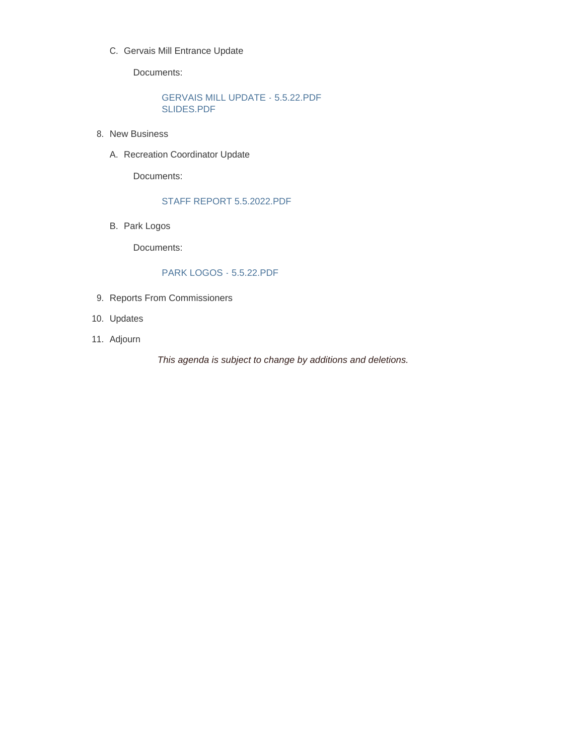C. Gervais Mill Entrance Update

   Documents:

   GERVAIS MILL UPDATE - 5.5.22.PDF
   SLIDES.PDF

8. New Business

   A. Recreation Coordinator Update

      Documents:

      STAFF REPORT 5.5.2022.PDF

   B. Park Logos

      Documents:

      PARK LOGOS - 5.5.22.PDF

9. Reports From Commissioners

10. Updates

11. Adjourn

*This agenda is subject to change by additions and deletions.*